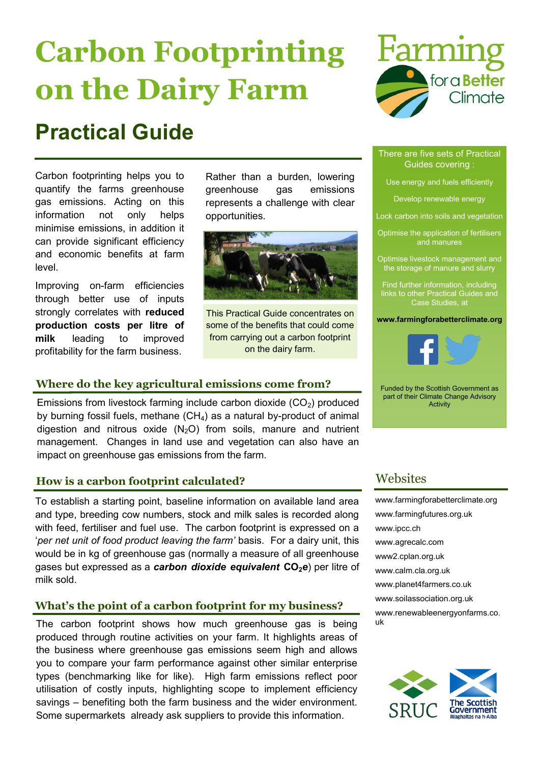# Carbon Footprinting on the Dairy Farm

## Practical Guide

Carbon footprinting helps you to quantify the farms greenhouse gas emissions. Acting on this information not only helps minimise emissions, in addition it can provide significant efficiency and economic benefits at farm level.

Improving on-farm efficiencies through better use of inputs strongly correlates with **reduced production costs per litre of milk** leading to improved profitability for the farm business.

Rather than a burden, lowering greenhouse gas emissions represents a challenge with clear opportunities.

This Practical Guide concentrates on some of the benefits that could come from carrying out a carbon footprint on the dairy farm.

### Where do the key agricultural emissions come from?

Emissions from livestock farming include carbon dioxide ($CO_2$) produced by burning fossil fuels, methane ($CH_4$) as a natural by-product of animal digestion and nitrous oxide ($N_2O$) from soils, manure and nutrient management. Changes in land use and vegetation can also have an impact on greenhouse gas emissions from the farm.

### How is a carbon footprint calculated?

To establish a starting point, baseline information on available land area and type, breeding cow numbers, stock and milk sales is recorded along with feed, fertiliser and fuel use. The carbon footprint is expressed on a '*per net unit of food product leaving the farm'* basis. For a dairy unit, this would be in kg of greenhouse gas (normally a measure of all greenhouse gases but expressed as a ***carbon dioxide equivalent*** **$CO_2e$**) per litre of milk sold.

### What's the point of a carbon footprint for my business?

The carbon footprint shows how much greenhouse gas is being produced through routine activities on your farm. It highlights areas of the business where greenhouse gas emissions seem high and allows you to compare your farm performance against other similar enterprise types (benchmarking like for like). High farm emissions reflect poor utilisation of costly inputs, highlighting scope to implement efficiency savings – benefiting both the farm business and the wider environment. Some supermarkets already ask suppliers to provide this information.

---

Farming for a Better Climate

There are five sets of Practical Guides covering :

- Use energy and fuels efficiently
- Develop renewable energy
- Lock carbon into soils and vegetation
- Optimise the application of fertilisers and manures
- Optimise livestock management and the storage of manure and slurry

Find further information, including links to other Practical Guides and Case Studies, at

**www.farmingforabetterclimate.org**

Funded by the Scottish Government as part of their Climate Change Advisory Activity

## Websites

- www.farmingforabetterclimate.org
- www.farmingfutures.org.uk
- www.ipcc.ch
- www.agrecalc.com
- www2.cplan.org.uk
- www.calm.cla.org.uk
- www.planet4farmers.co.uk
- www.soilassociation.org.uk
- www.renewableenergyonfarms.co.uk

SRUC

The Scottish Government
Riaghaltas na h-Alba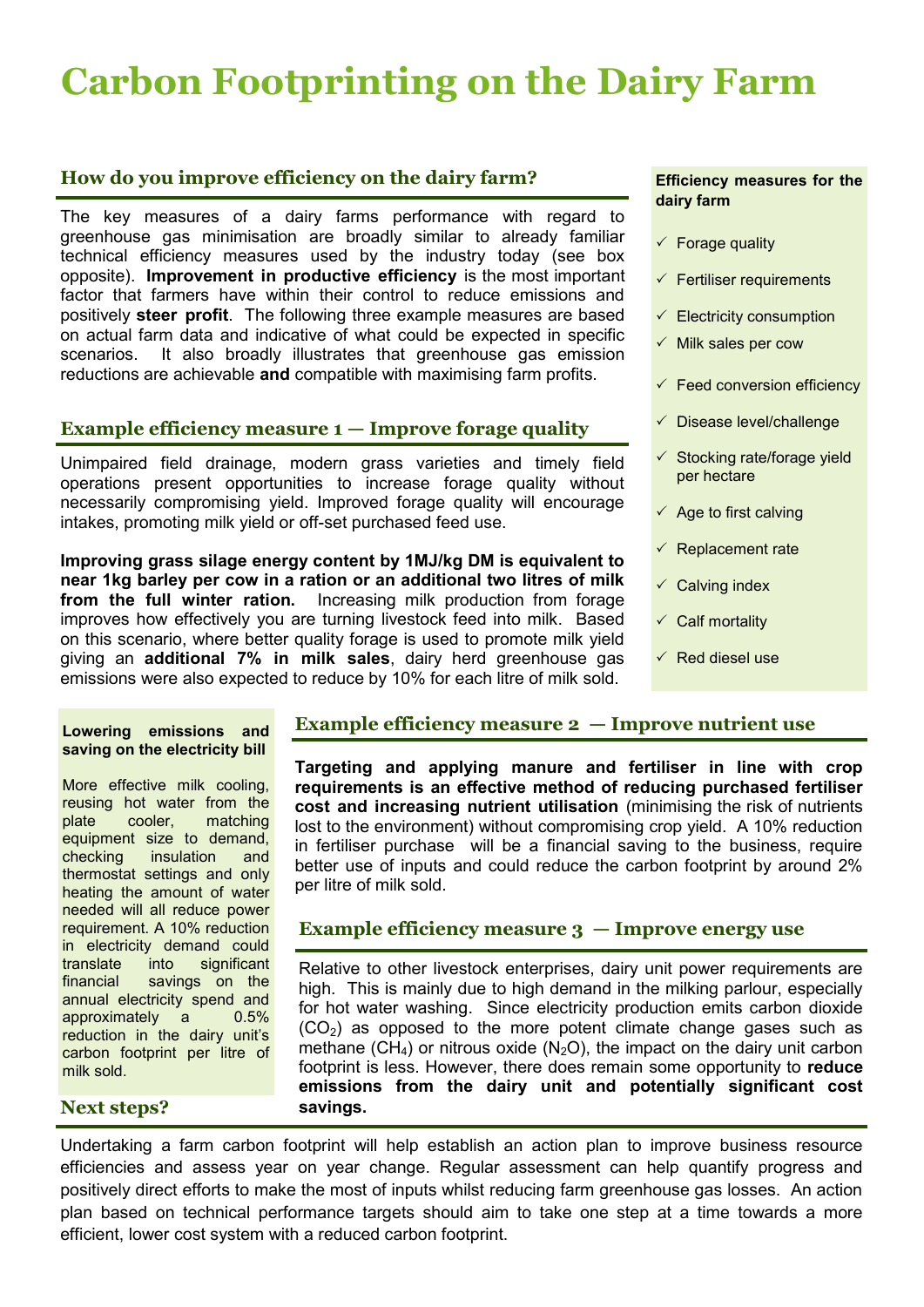# Carbon Footprinting on the Dairy Farm

## How do you improve efficiency on the dairy farm?

The key measures of a dairy farms performance with regard to greenhouse gas minimisation are broadly similar to already familiar technical efficiency measures used by the industry today (see box opposite). **Improvement in productive efficiency** is the most important factor that farmers have within their control to reduce emissions and positively **steer profit**. The following three example measures are based on actual farm data and indicative of what could be expected in specific scenarios. It also broadly illustrates that greenhouse gas emission reductions are achievable **and** compatible with maximising farm profits.

**Efficiency measures for the dairy farm**

- ✓ Forage quality
- ✓ Fertiliser requirements
- ✓ Electricity consumption
- ✓ Milk sales per cow
- ✓ Feed conversion efficiency
- ✓ Disease level/challenge
- ✓ Stocking rate/forage yield per hectare
- ✓ Age to first calving
- ✓ Replacement rate
- ✓ Calving index
- ✓ Calf mortality
- ✓ Red diesel use

## Example efficiency measure 1 — Improve forage quality

Unimpaired field drainage, modern grass varieties and timely field operations present opportunities to increase forage quality without necessarily compromising yield. Improved forage quality will encourage intakes, promoting milk yield or off-set purchased feed use.

**Improving grass silage energy content by 1MJ/kg DM is equivalent to near 1kg barley per cow in a ration or an additional two litres of milk from the full winter ration.** Increasing milk production from forage improves how effectively you are turning livestock feed into milk. Based on this scenario, where better quality forage is used to promote milk yield giving an **additional 7% in milk sales**, dairy herd greenhouse gas emissions were also expected to reduce by 10% for each litre of milk sold.

## Example efficiency measure 2 — Improve nutrient use

**Targeting and applying manure and fertiliser in line with crop requirements is an effective method of reducing purchased fertiliser cost and increasing nutrient utilisation** (minimising the risk of nutrients lost to the environment) without compromising crop yield. A 10% reduction in fertiliser purchase will be a financial saving to the business, require better use of inputs and could reduce the carbon footprint by around 2% per litre of milk sold.

## Example efficiency measure 3 — Improve energy use

Relative to other livestock enterprises, dairy unit power requirements are high. This is mainly due to high demand in the milking parlour, especially for hot water washing. Since electricity production emits carbon dioxide ($CO_2$) as opposed to the more potent climate change gases such as methane ($CH_4$) or nitrous oxide ($N_2O$), the impact on the dairy unit carbon footprint is less. However, there does remain some opportunity to **reduce emissions from the dairy unit and potentially significant cost savings.**

**Lowering emissions and saving on the electricity bill**

More effective milk cooling, reusing hot water from the plate cooler, matching equipment size to demand, checking insulation and thermostat settings and only heating the amount of water needed will all reduce power requirement. A 10% reduction in electricity demand could translate into significant financial savings on the annual electricity spend and approximately a 0.5% reduction in the dairy unit's carbon footprint per litre of milk sold.

## Next steps?

Undertaking a farm carbon footprint will help establish an action plan to improve business resource efficiencies and assess year on year change. Regular assessment can help quantify progress and positively direct efforts to make the most of inputs whilst reducing farm greenhouse gas losses. An action plan based on technical performance targets should aim to take one step at a time towards a more efficient, lower cost system with a reduced carbon footprint.